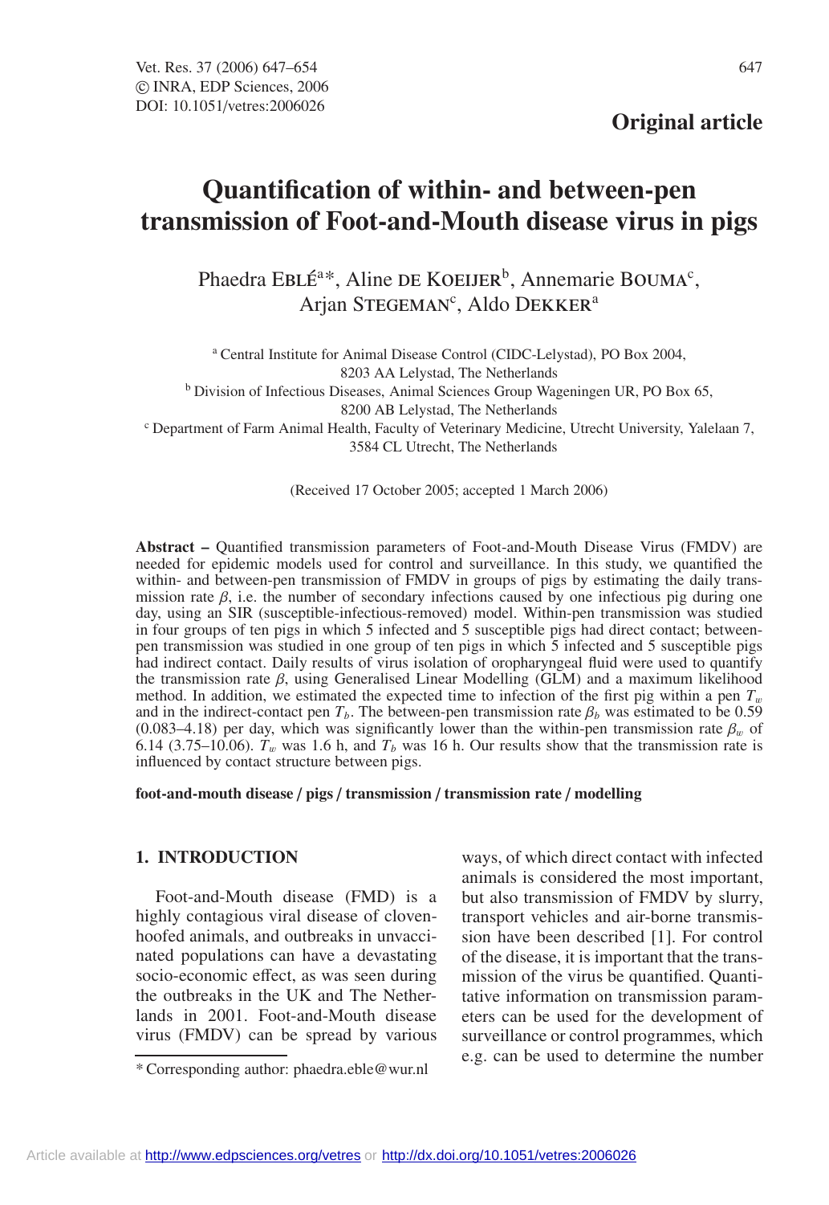## Original article

# Quantification of within- and between-pen transmission of Foot-and-Mouth disease virus in pigs

Phaedra EBLÉ[a]*, Aline DE KOEIJER[b], Annemarie BOUMA[c], Arjan STEGEMAN[c], Aldo DEKKER[a]

[a] Central Institute for Animal Disease Control (CIDC-Lelystad), PO Box 2004, 8203 AA Lelystad, The Netherlands
[b] Division of Infectious Diseases, Animal Sciences Group Wageningen UR, PO Box 65, 8200 AB Lelystad, The Netherlands
[c] Department of Farm Animal Health, Faculty of Veterinary Medicine, Utrecht University, Yalelaan 7, 3584 CL Utrecht, The Netherlands

(Received 17 October 2005; accepted 1 March 2006)

**Abstract –** Quantified transmission parameters of Foot-and-Mouth Disease Virus (FMDV) are needed for epidemic models used for control and surveillance. In this study, we quantified the within- and between-pen transmission of FMDV in groups of pigs by estimating the daily transmission rate $\beta$, i.e. the number of secondary infections caused by one infectious pig during one day, using an SIR (susceptible-infectious-removed) model. Within-pen transmission was studied in four groups of ten pigs in which 5 infected and 5 susceptible pigs had direct contact; between-pen transmission was studied in one group of ten pigs in which 5 infected and 5 susceptible pigs had indirect contact. Daily results of virus isolation of oropharyngeal fluid were used to quantify the transmission rate $\beta$, using Generalised Linear Modelling (GLM) and a maximum likelihood method. In addition, we estimated the expected time to infection of the first pig within a pen $T_w$ and in the indirect-contact pen $T_b$. The between-pen transmission rate $\beta_b$ was estimated to be 0.59 (0.083–4.18) per day, which was significantly lower than the within-pen transmission rate $\beta_w$ of 6.14 (3.75–10.06). $T_w$ was 1.6 h, and $T_b$ was 16 h. Our results show that the transmission rate is influenced by contact structure between pigs.

**foot-and-mouth disease / pigs / transmission / transmission rate / modelling**

## 1. INTRODUCTION

Foot-and-Mouth disease (FMD) is a highly contagious viral disease of cloven-hoofed animals, and outbreaks in unvaccinated populations can have a devastating socio-economic effect, as was seen during the outbreaks in the UK and The Netherlands in 2001. Foot-and-Mouth disease virus (FMDV) can be spread by various ways, of which direct contact with infected animals is considered the most important, but also transmission of FMDV by slurry, transport vehicles and air-borne transmission have been described [1]. For control of the disease, it is important that the transmission of the virus be quantified. Quantitative information on transmission parameters can be used for the development of surveillance or control programmes, which e.g. can be used to determine the number

* Corresponding author: phaedra.eble@wur.nl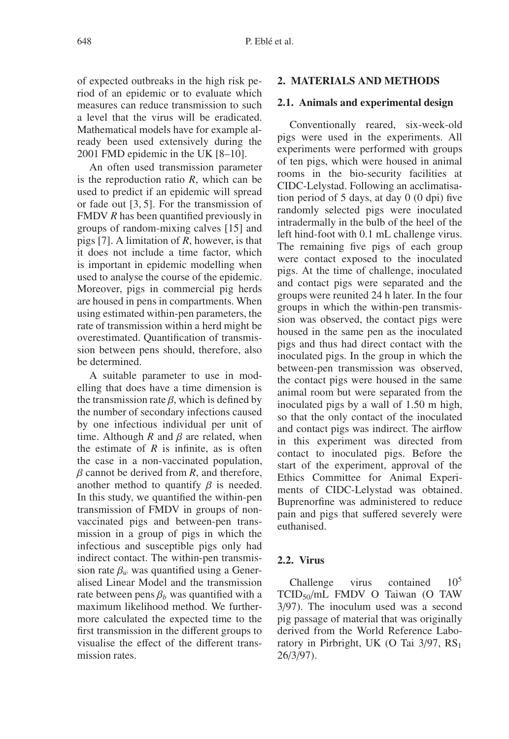of expected outbreaks in the high risk period of an epidemic or to evaluate which measures can reduce transmission to such a level that the virus will be eradicated. Mathematical models have for example already been used extensively during the 2001 FMD epidemic in the UK [8–10].

An often used transmission parameter is the reproduction ratio *R*, which can be used to predict if an epidemic will spread or fade out [3, 5]. For the transmission of FMDV *R* has been quantified previously in groups of random-mixing calves [15] and pigs [7]. A limitation of *R*, however, is that it does not include a time factor, which is important in epidemic modelling when used to analyse the course of the epidemic. Moreover, pigs in commercial pig herds are housed in pens in compartments. When using estimated within-pen parameters, the rate of transmission within a herd might be overestimated. Quantification of transmission between pens should, therefore, also be determined.

A suitable parameter to use in modelling that does have a time dimension is the transmission rate $\beta$, which is defined by the number of secondary infections caused by one infectious individual per unit of time. Although *R* and $\beta$ are related, when the estimate of *R* is infinite, as is often the case in a non-vaccinated population, $\beta$ cannot be derived from *R*, and therefore, another method to quantify $\beta$ is needed. In this study, we quantified the within-pen transmission of FMDV in groups of non-vaccinated pigs and between-pen transmission in a group of pigs in which the infectious and susceptible pigs only had indirect contact. The within-pen transmission rate $\beta_w$ was quantified using a Generalised Linear Model and the transmission rate between pens $\beta_b$ was quantified with a maximum likelihood method. We furthermore calculated the expected time to the first transmission in the different groups to visualise the effect of the different transmission rates.

## 2. MATERIALS AND METHODS

### 2.1. Animals and experimental design

Conventionally reared, six-week-old pigs were used in the experiments. All experiments were performed with groups of ten pigs, which were housed in animal rooms in the bio-security facilities at CIDC-Lelystad. Following an acclimatisation period of 5 days, at day 0 (0 dpi) five randomly selected pigs were inoculated intradermally in the bulb of the heel of the left hind-foot with 0.1 mL challenge virus. The remaining five pigs of each group were contact exposed to the inoculated pigs. At the time of challenge, inoculated and contact pigs were separated and the groups were reunited 24 h later. In the four groups in which the within-pen transmission was observed, the contact pigs were housed in the same pen as the inoculated pigs and thus had direct contact with the inoculated pigs. In the group in which the between-pen transmission was observed, the contact pigs were housed in the same animal room but were separated from the inoculated pigs by a wall of 1.50 m high, so that the only contact of the inoculated and contact pigs was indirect. The airflow in this experiment was directed from contact to inoculated pigs. Before the start of the experiment, approval of the Ethics Committee for Animal Experiments of CIDC-Lelystad was obtained. Buprenorfine was administered to reduce pain and pigs that suffered severely were euthanised.

### 2.2. Virus

Challenge virus contained $10^5$ $TCID_{50}$/mL FMDV O Taiwan (O TAW 3/97). The inoculum used was a second pig passage of material that was originally derived from the World Reference Laboratory in Pirbright, UK (O Tai 3/97, $RS_1$ 26/3/97).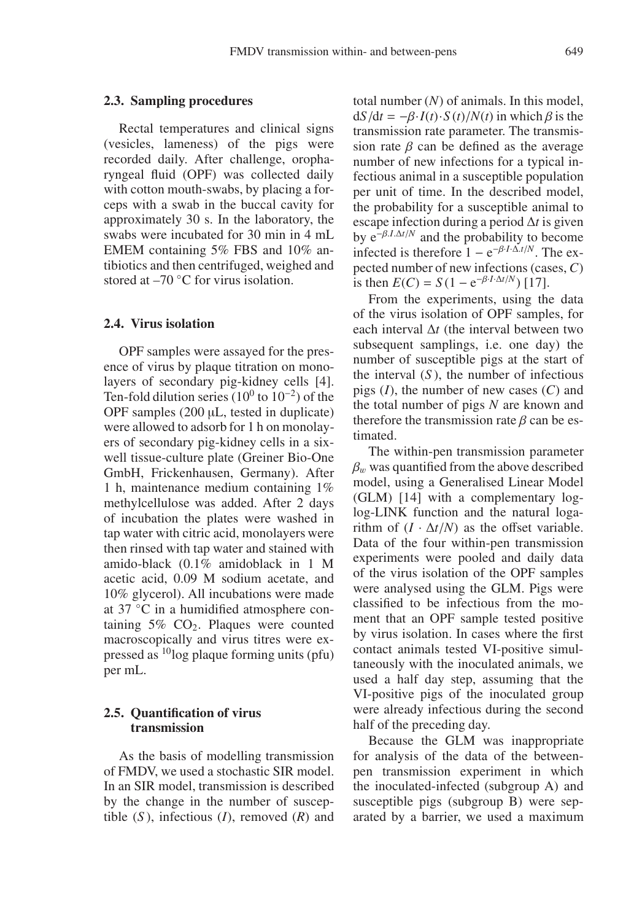### 2.3. Sampling procedures

Rectal temperatures and clinical signs (vesicles, lameness) of the pigs were recorded daily. After challenge, oropharyngeal fluid (OPF) was collected daily with cotton mouth-swabs, by placing a forceps with a swab in the buccal cavity for approximately 30 s. In the laboratory, the swabs were incubated for 30 min in 4 mL EMEM containing 5% FBS and 10% antibiotics and then centrifuged, weighed and stored at –70 °C for virus isolation.

### 2.4. Virus isolation

OPF samples were assayed for the presence of virus by plaque titration on monolayers of secondary pig-kidney cells [4]. Ten-fold dilution series ($10^0$ to $10^{-2}$) of the OPF samples (200 μL, tested in duplicate) were allowed to adsorb for 1 h on monolayers of secondary pig-kidney cells in a six-well tissue-culture plate (Greiner Bio-One GmbH, Frickenhausen, Germany). After 1 h, maintenance medium containing 1% methylcellulose was added. After 2 days of incubation the plates were washed in tap water with citric acid, monolayers were then rinsed with tap water and stained with amido-black (0.1% amidoblack in 1 M acetic acid, 0.09 M sodium acetate, and 10% glycerol). All incubations were made at 37 °C in a humidified atmosphere containing 5% $CO_2$. Plaques were counted macroscopically and virus titres were expressed as $^{10}$log plaque forming units (pfu) per mL.

### 2.5. Quantification of virus transmission

As the basis of modelling transmission of FMDV, we used a stochastic SIR model. In an SIR model, transmission is described by the change in the number of susceptible ($S$), infectious ($I$), removed ($R$) and total number ($N$) of animals. In this model, $dS/dt = -\beta \cdot I(t) \cdot S(t)/N(t)$ in which $\beta$ is the transmission rate parameter. The transmission rate $\beta$ can be defined as the average number of new infections for a typical infectious animal in a susceptible population per unit of time. In the described model, the probability for a susceptible animal to escape infection during a period $\Delta t$ is given by $e^{-\beta . I . \Delta t/N}$ and the probability to become infected is therefore $1 - e^{-\beta \cdot I \cdot \Delta . t/N}$. The expected number of new infections (cases, $C$) is then $E(C) = S(1 - e^{-\beta \cdot I \cdot \Delta t/N})$ [17].

From the experiments, using the data of the virus isolation of OPF samples, for each interval $\Delta t$ (the interval between two subsequent samplings, i.e. one day) the number of susceptible pigs at the start of the interval ($S$), the number of infectious pigs ($I$), the number of new cases ($C$) and the total number of pigs $N$ are known and therefore the transmission rate $\beta$ can be estimated.

The within-pen transmission parameter $\beta_w$ was quantified from the above described model, using a Generalised Linear Model (GLM) [14] with a complementary log-log-LINK function and the natural logarithm of $(I \cdot \Delta t/N)$ as the offset variable. Data of the four within-pen transmission experiments were pooled and daily data of the virus isolation of the OPF samples were analysed using the GLM. Pigs were classified to be infectious from the moment that an OPF sample tested positive by virus isolation. In cases where the first contact animals tested VI-positive simultaneously with the inoculated animals, we used a half day step, assuming that the VI-positive pigs of the inoculated group were already infectious during the second half of the preceding day.

Because the GLM was inappropriate for analysis of the data of the between-pen transmission experiment in which the inoculated-infected (subgroup A) and susceptible pigs (subgroup B) were separated by a barrier, we used a maximum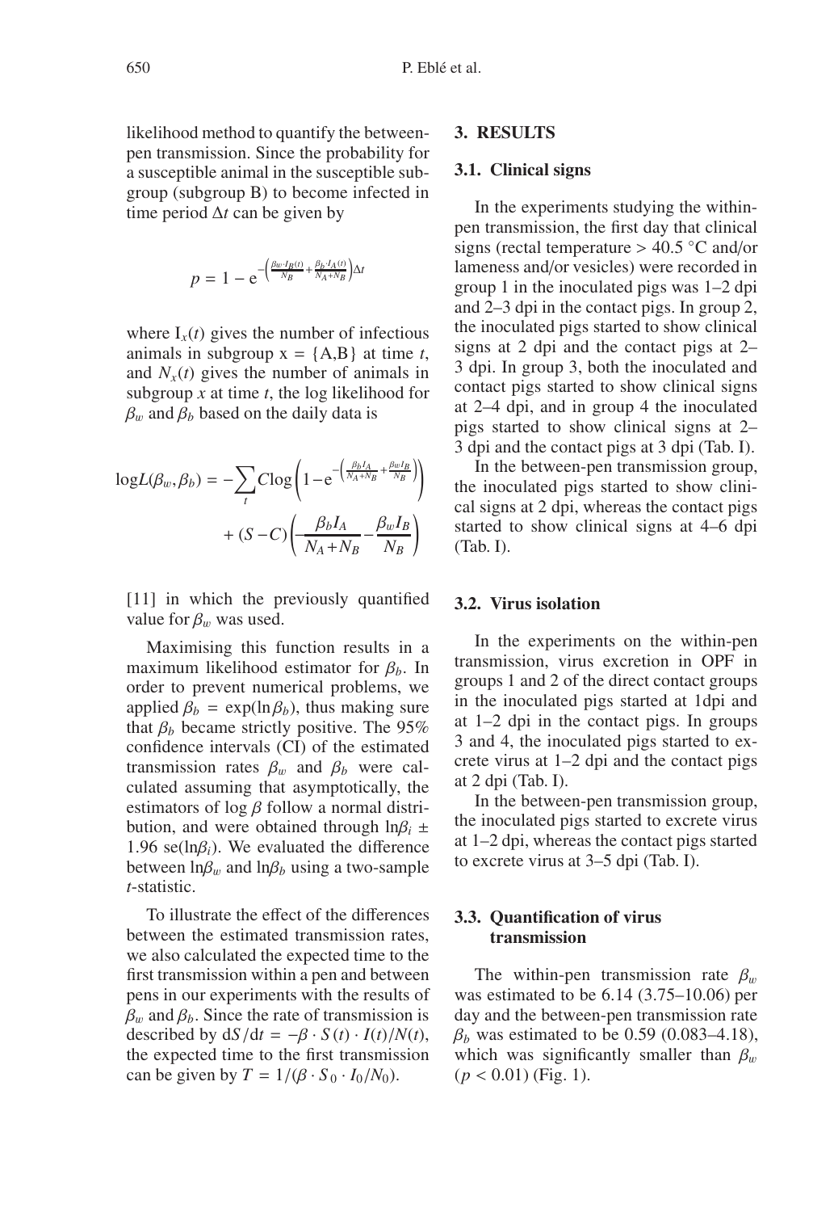likelihood method to quantify the between-pen transmission. Since the probability for a susceptible animal in the susceptible subgroup (subgroup B) to become infected in time period $\Delta t$ can be given by

$$p = 1 - e^{-\left(\frac{\beta_w \cdot I_B(t)}{N_B} + \frac{\beta_b \cdot I_A(t)}{N_A + N_B}\right)\Delta t}$$

where $I_x(t)$ gives the number of infectious animals in subgroup x = {A,B} at time *t*, and $N_x(t)$ gives the number of animals in subgroup *x* at time *t*, the log likelihood for $\beta_w$ and $\beta_b$ based on the daily data is

$$\log L(\beta_w, \beta_b) = -\sum_t C \log\left(1 - e^{-\left(\frac{\beta_b I_A}{N_A + N_B} + \frac{\beta_w I_B}{N_B}\right)}\right) + (S - C)\left(-\frac{\beta_b I_A}{N_A + N_B} - \frac{\beta_w I_B}{N_B}\right)$$

[11] in which the previously quantified value for $\beta_w$ was used.

Maximising this function results in a maximum likelihood estimator for $\beta_b$. In order to prevent numerical problems, we applied $\beta_b = \exp(\ln\beta_b)$, thus making sure that $\beta_b$ became strictly positive. The 95% confidence intervals (CI) of the estimated transmission rates $\beta_w$ and $\beta_b$ were calculated assuming that asymptotically, the estimators of log $\beta$ follow a normal distribution, and were obtained through $\ln\beta_i \pm 1.96$ se($\ln\beta_i$). We evaluated the difference between $\ln\beta_w$ and $\ln\beta_b$ using a two-sample *t*-statistic.

To illustrate the effect of the differences between the estimated transmission rates, we also calculated the expected time to the first transmission within a pen and between pens in our experiments with the results of $\beta_w$ and $\beta_b$. Since the rate of transmission is described by $dS/dt = -\beta \cdot S(t) \cdot I(t)/N(t)$, the expected time to the first transmission can be given by $T = 1/(\beta \cdot S_0 \cdot I_0/N_0)$.

## 3. RESULTS

### 3.1. Clinical signs

In the experiments studying the within-pen transmission, the first day that clinical signs (rectal temperature > 40.5 °C and/or lameness and/or vesicles) were recorded in group 1 in the inoculated pigs was 1–2 dpi and 2–3 dpi in the contact pigs. In group 2, the inoculated pigs started to show clinical signs at 2 dpi and the contact pigs at 2–3 dpi. In group 3, both the inoculated and contact pigs started to show clinical signs at 2–4 dpi, and in group 4 the inoculated pigs started to show clinical signs at 2–3 dpi and the contact pigs at 3 dpi (Tab. I).

In the between-pen transmission group, the inoculated pigs started to show clinical signs at 2 dpi, whereas the contact pigs started to show clinical signs at 4–6 dpi (Tab. I).

### 3.2. Virus isolation

In the experiments on the within-pen transmission, virus excretion in OPF in groups 1 and 2 of the direct contact groups in the inoculated pigs started at 1dpi and at 1–2 dpi in the contact pigs. In groups 3 and 4, the inoculated pigs started to excrete virus at 1–2 dpi and the contact pigs at 2 dpi (Tab. I).

In the between-pen transmission group, the inoculated pigs started to excrete virus at 1–2 dpi, whereas the contact pigs started to excrete virus at 3–5 dpi (Tab. I).

### 3.3. Quantification of virus transmission

The within-pen transmission rate $\beta_w$ was estimated to be 6.14 (3.75–10.06) per day and the between-pen transmission rate $\beta_b$ was estimated to be 0.59 (0.083–4.18), which was significantly smaller than $\beta_w$ ($p < 0.01$) (Fig. 1).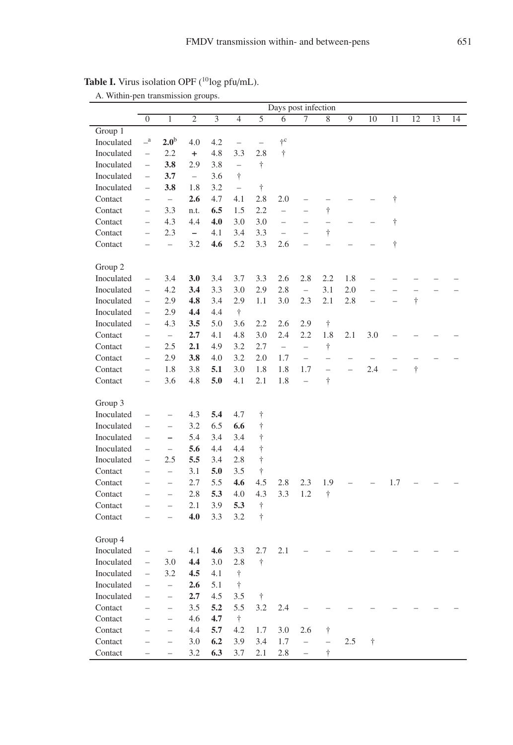**Table I.** Virus isolation OPF ($^{10}$log pfu/mL).

A. Within-pen transmission groups.

| | Days post infection | | | | | | | | | | | | | | |
|---|---|---|---|---|---|---|---|---|---|---|---|---|---|---|---|
| | 0 | 1 | 2 | 3 | 4 | 5 | 6 | 7 | 8 | 9 | 10 | 11 | 12 | 13 | 14 |
| Group 1 | | | | | | | | | | | | | | | |
| Inoculated | –[a] | **2.0**[b] | 4.0 | 4.2 | – | – | †[c] | | | | | | | | |
| Inoculated | – | 2.2 | **+** | 4.8 | 3.3 | 2.8 | † | | | | | | | | |
| Inoculated | – | **3.8** | 2.9 | 3.8 | – | † | | | | | | | | | |
| Inoculated | – | **3.7** | – | 3.6 | † | | | | | | | | | | |
| Inoculated | – | **3.8** | 1.8 | 3.2 | – | † | | | | | | | | | |
| Contact | – | – | **2.6** | 4.7 | 4.1 | 2.8 | 2.0 | – | – | – | – | † | | | |
| Contact | – | 3.3 | n.t. | **6.5** | 1.5 | 2.2 | – | – | † | | | | | | |
| Contact | – | 4.3 | 4.4 | **4.0** | 3.0 | 3.0 | – | – | – | – | – | † | | | |
| Contact | – | 2.3 | **–** | 4.1 | 3.4 | 3.3 | – | – | † | | | | | | |
| Contact | – | – | 3.2 | **4.6** | 5.2 | 3.3 | 2.6 | – | – | – | – | † | | | |
| Group 2 | | | | | | | | | | | | | | | |
| Inoculated | – | 3.4 | **3.0** | 3.4 | 3.7 | 3.3 | 2.6 | 2.8 | 2.2 | 1.8 | – | – | – | – | – |
| Inoculated | – | 4.2 | **3.4** | 3.3 | 3.0 | 2.9 | 2.8 | – | 3.1 | 2.0 | – | – | – | – | – |
| Inoculated | – | 2.9 | **4.8** | 3.4 | 2.9 | 1.1 | 3.0 | 2.3 | 2.1 | 2.8 | – | – | † | | |
| Inoculated | – | 2.9 | **4.4** | 4.4 | † | | | | | | | | | | |
| Inoculated | – | 4.3 | **3.5** | 5.0 | 3.6 | 2.2 | 2.6 | 2.9 | † | | | | | | |
| Contact | – | – | **2.7** | 4.1 | 4.8 | 3.0 | 2.4 | 2.2 | 1.8 | 2.1 | 3.0 | – | – | – | – |
| Contact | – | 2.5 | **2.1** | 4.9 | 3.2 | 2.7 | – | – | † | | | | | | |
| Contact | – | 2.9 | **3.8** | 4.0 | 3.2 | 2.0 | 1.7 | – | – | – | – | – | – | – | – |
| Contact | – | 1.8 | 3.8 | **5.1** | 3.0 | 1.8 | 1.8 | 1.7 | – | – | 2.4 | – | † | | |
| Contact | – | 3.6 | 4.8 | **5.0** | 4.1 | 2.1 | 1.8 | – | † | | | | | | |
| Group 3 | | | | | | | | | | | | | | | |
| Inoculated | – | – | 4.3 | **5.4** | 4.7 | † | | | | | | | | | |
| Inoculated | – | – | 3.2 | 6.5 | **6.6** | † | | | | | | | | | |
| Inoculated | – | **–** | 5.4 | 3.4 | 3.4 | † | | | | | | | | | |
| Inoculated | – | – | **5.6** | 4.4 | 4.4 | † | | | | | | | | | |
| Inoculated | – | 2.5 | **5.5** | 3.4 | 2.8 | † | | | | | | | | | |
| Contact | – | – | 3.1 | **5.0** | 3.5 | † | | | | | | | | | |
| Contact | – | – | 2.7 | 5.5 | **4.6** | 4.5 | 2.8 | 2.3 | 1.9 | – | – | 1.7 | – | – | – |
| Contact | – | – | 2.8 | **5.3** | 4.0 | 4.3 | 3.3 | 1.2 | † | | | | | | |
| Contact | – | – | 2.1 | 3.9 | **5.3** | † | | | | | | | | | |
| Contact | – | – | **4.0** | 3.3 | 3.2 | † | | | | | | | | | |
| Group 4 | | | | | | | | | | | | | | | |
| Inoculated | – | – | 4.1 | **4.6** | 3.3 | 2.7 | 2.1 | – | – | – | – | – | – | – | – |
| Inoculated | – | 3.0 | **4.4** | 3.0 | 2.8 | † | | | | | | | | | |
| Inoculated | – | 3.2 | **4.5** | 4.1 | † | | | | | | | | | | |
| Inoculated | – | – | **2.6** | 5.1 | † | | | | | | | | | | |
| Inoculated | – | – | **2.7** | 4.5 | 3.5 | † | | | | | | | | | |
| Contact | – | – | 3.5 | **5.2** | 5.5 | 3.2 | 2.4 | – | – | – | – | – | – | – | – |
| Contact | – | – | 4.6 | **4.7** | † | | | | | | | | | | |
| Contact | – | – | 4.4 | **5.7** | 4.2 | 1.7 | 3.0 | 2.6 | † | | | | | | |
| Contact | – | – | 3.0 | **6.2** | 3.9 | 3.4 | 1.7 | – | – | 2.5 | † | | | | |
| Contact | – | – | 3.2 | **6.3** | 3.7 | 2.1 | 2.8 | – | † | | | | | | |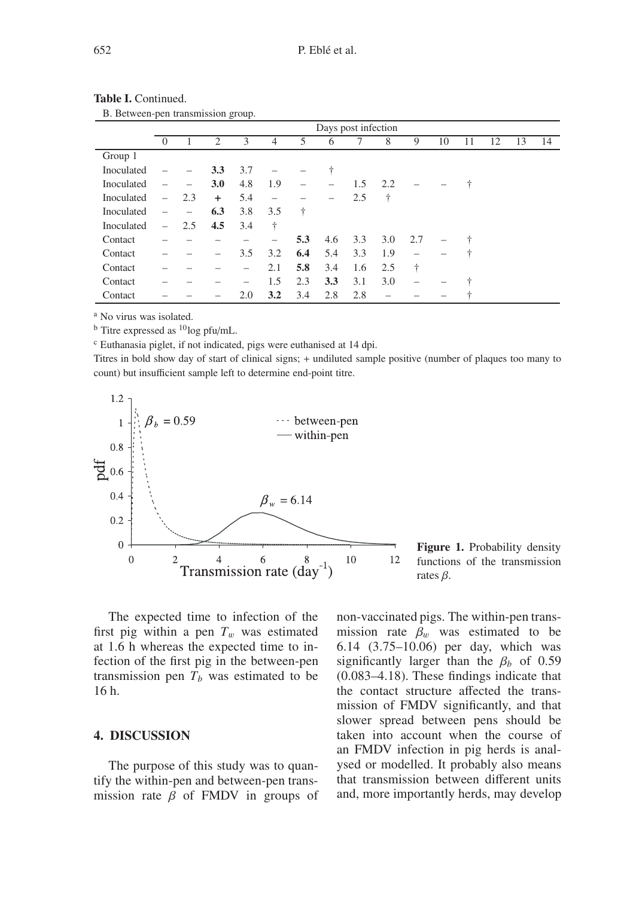**Table I.** Continued.

B. Between-pen transmission group.

| | Days post infection | | | | | | | | | | | | | | |
|---|---|---|---|---|---|---|---|---|---|---|---|---|---|---|---|
| | 0 | 1 | 2 | 3 | 4 | 5 | 6 | 7 | 8 | 9 | 10 | 11 | 12 | 13 | 14 |
| Group 1 | | | | | | | | | | | | | | | |
| Inoculated | – | – | **3.3** | 3.7 | – | – | † | | | | | | | | |
| Inoculated | – | – | **3.0** | 4.8 | 1.9 | – | – | 1.5 | 2.2 | – | – | † | | | |
| Inoculated | – | 2.3 | **+** | 5.4 | – | – | – | 2.5 | † | | | | | | |
| Inoculated | – | – | **6.3** | 3.8 | 3.5 | † | | | | | | | | | |
| Inoculated | – | 2.5 | **4.5** | 3.4 | † | | | | | | | | | | |
| Contact | – | – | – | – | – | **5.3** | 4.6 | 3.3 | 3.0 | 2.7 | – | † | | | |
| Contact | – | – | – | 3.5 | 3.2 | **6.4** | 5.4 | 3.3 | 1.9 | – | – | † | | | |
| Contact | – | – | – | – | 2.1 | **5.8** | 3.4 | 1.6 | 2.5 | † | | | | | |
| Contact | – | – | – | – | 1.5 | 2.3 | **3.3** | 3.1 | 3.0 | – | – | † | | | |
| Contact | – | – | – | 2.0 | **3.2** | 3.4 | 2.8 | 2.8 | – | – | – | † | | | |

[a] No virus was isolated.

[b] Titre expressed as $^{10}$log pfu/mL.

[c] Euthanasia piglet, if not indicated, pigs were euthanised at 14 dpi.

Titres in bold show day of start of clinical signs; + undiluted sample positive (number of plaques too many to count) but insufficient sample left to determine end-point titre.

**Figure 1.** Probability density functions of the transmission rates $\beta$.

The expected time to infection of the first pig within a pen $T_w$ was estimated at 1.6 h whereas the expected time to infection of the first pig in the between-pen transmission pen $T_b$ was estimated to be 16 h.

## 4. DISCUSSION

The purpose of this study was to quantify the within-pen and between-pen transmission rate $\beta$ of FMDV in groups of non-vaccinated pigs. The within-pen transmission rate $\beta_w$ was estimated to be 6.14 (3.75–10.06) per day, which was significantly larger than the $\beta_b$ of 0.59 (0.083–4.18). These findings indicate that the contact structure affected the transmission of FMDV significantly, and that slower spread between pens should be taken into account when the course of an FMDV infection in pig herds is analysed or modelled. It probably also means that transmission between different units and, more importantly herds, may develop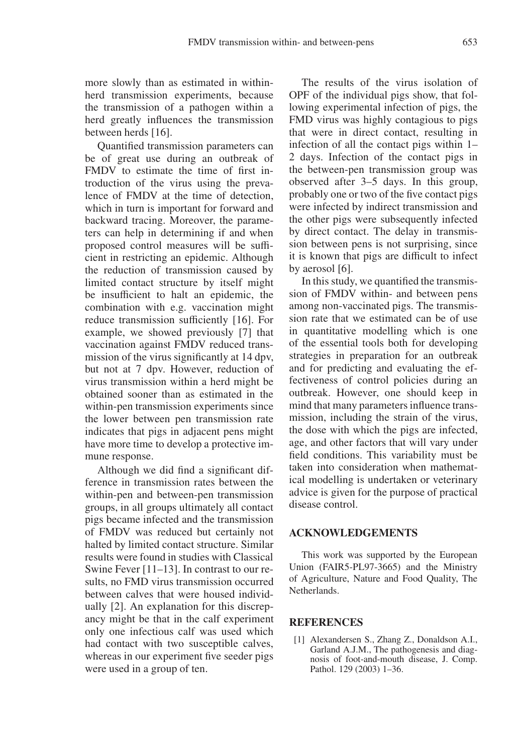more slowly than as estimated in within-herd transmission experiments, because the transmission of a pathogen within a herd greatly influences the transmission between herds [16].

Quantified transmission parameters can be of great use during an outbreak of FMDV to estimate the time of first introduction of the virus using the prevalence of FMDV at the time of detection, which in turn is important for forward and backward tracing. Moreover, the parameters can help in determining if and when proposed control measures will be sufficient in restricting an epidemic. Although the reduction of transmission caused by limited contact structure by itself might be insufficient to halt an epidemic, the combination with e.g. vaccination might reduce transmission sufficiently [16]. For example, we showed previously [7] that vaccination against FMDV reduced transmission of the virus significantly at 14 dpv, but not at 7 dpv. However, reduction of virus transmission within a herd might be obtained sooner than as estimated in the within-pen transmission experiments since the lower between pen transmission rate indicates that pigs in adjacent pens might have more time to develop a protective immune response.

Although we did find a significant difference in transmission rates between the within-pen and between-pen transmission groups, in all groups ultimately all contact pigs became infected and the transmission of FMDV was reduced but certainly not halted by limited contact structure. Similar results were found in studies with Classical Swine Fever [11–13]. In contrast to our results, no FMD virus transmission occurred between calves that were housed individually [2]. An explanation for this discrepancy might be that in the calf experiment only one infectious calf was used which had contact with two susceptible calves, whereas in our experiment five seeder pigs were used in a group of ten.

The results of the virus isolation of OPF of the individual pigs show, that following experimental infection of pigs, the FMD virus was highly contagious to pigs that were in direct contact, resulting in infection of all the contact pigs within 1–2 days. Infection of the contact pigs in the between-pen transmission group was observed after 3–5 days. In this group, probably one or two of the five contact pigs were infected by indirect transmission and the other pigs were subsequently infected by direct contact. The delay in transmission between pens is not surprising, since it is known that pigs are difficult to infect by aerosol [6].

In this study, we quantified the transmission of FMDV within- and between pens among non-vaccinated pigs. The transmission rate that we estimated can be of use in quantitative modelling which is one of the essential tools both for developing strategies in preparation for an outbreak and for predicting and evaluating the effectiveness of control policies during an outbreak. However, one should keep in mind that many parameters influence transmission, including the strain of the virus, the dose with which the pigs are infected, age, and other factors that will vary under field conditions. This variability must be taken into consideration when mathematical modelling is undertaken or veterinary advice is given for the purpose of practical disease control.

## ACKNOWLEDGEMENTS

This work was supported by the European Union (FAIR5-PL97-3665) and the Ministry of Agriculture, Nature and Food Quality, The Netherlands.

## REFERENCES

[1] Alexandersen S., Zhang Z., Donaldson A.I., Garland A.J.M., The pathogenesis and diagnosis of foot-and-mouth disease, J. Comp. Pathol. 129 (2003) 1–36.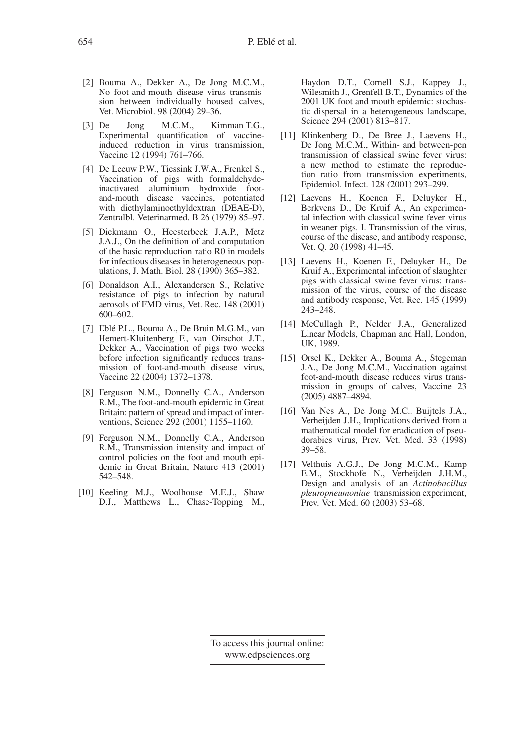[2] Bouma A., Dekker A., De Jong M.C.M., No foot-and-mouth disease virus transmission between individually housed calves, Vet. Microbiol. 98 (2004) 29–36.

[3] De Jong M.C.M., Kimman T.G., Experimental quantification of vaccine-induced reduction in virus transmission, Vaccine 12 (1994) 761–766.

[4] De Leeuw P.W., Tiessink J.W.A., Frenkel S., Vaccination of pigs with formaldehyde-inactivated aluminium hydroxide foot-and-mouth disease vaccines, potentiated with diethylaminoethyldextran (DEAE-D), Zentralbl. Veterinarmed. B 26 (1979) 85–97.

[5] Diekmann O., Heesterbeek J.A.P., Metz J.A.J., On the definition of and computation of the basic reproduction ratio R0 in models for infectious diseases in heterogeneous populations, J. Math. Biol. 28 (1990) 365–382.

[6] Donaldson A.I., Alexandersen S., Relative resistance of pigs to infection by natural aerosols of FMD virus, Vet. Rec. 148 (2001) 600–602.

[7] Eblé P.L., Bouma A., De Bruin M.G.M., van Hemert-Kluitenberg F., van Oirschot J.T., Dekker A., Vaccination of pigs two weeks before infection significantly reduces transmission of foot-and-mouth disease virus, Vaccine 22 (2004) 1372–1378.

[8] Ferguson N.M., Donnelly C.A., Anderson R.M., The foot-and-mouth epidemic in Great Britain: pattern of spread and impact of interventions, Science 292 (2001) 1155–1160.

[9] Ferguson N.M., Donnelly C.A., Anderson R.M., Transmission intensity and impact of control policies on the foot and mouth epidemic in Great Britain, Nature 413 (2001) 542–548.

[10] Keeling M.J., Woolhouse M.E.J., Shaw D.J., Matthews L., Chase-Topping M., Haydon D.T., Cornell S.J., Kappey J., Wilesmith J., Grenfell B.T., Dynamics of the 2001 UK foot and mouth epidemic: stochastic dispersal in a heterogeneous landscape, Science 294 (2001) 813–817.

[11] Klinkenberg D., De Bree J., Laevens H., De Jong M.C.M., Within- and between-pen transmission of classical swine fever virus: a new method to estimate the reproduction ratio from transmission experiments, Epidemiol. Infect. 128 (2001) 293–299.

[12] Laevens H., Koenen F., Deluyker H., Berkvens D., De Kruif A., An experimental infection with classical swine fever virus in weaner pigs. I. Transmission of the virus, course of the disease, and antibody response, Vet. Q. 20 (1998) 41–45.

[13] Laevens H., Koenen F., Deluyker H., De Kruif A., Experimental infection of slaughter pigs with classical swine fever virus: transmission of the virus, course of the disease and antibody response, Vet. Rec. 145 (1999) 243–248.

[14] McCullagh P., Nelder J.A., Generalized Linear Models, Chapman and Hall, London, UK, 1989.

[15] Orsel K., Dekker A., Bouma A., Stegeman J.A., De Jong M.C.M., Vaccination against foot-and-mouth disease reduces virus transmission in groups of calves, Vaccine 23 (2005) 4887–4894.

[16] Van Nes A., De Jong M.C., Buijtels J.A., Verheijden J.H., Implications derived from a mathematical model for eradication of pseudorabies virus, Prev. Vet. Med. 33 (1998) 39–58.

[17] Velthuis A.G.J., De Jong M.C.M., Kamp E.M., Stockhofe N., Verheijden J.H.M., Design and analysis of an *Actinobacillus pleuropneumoniae* transmission experiment, Prev. Vet. Med. 60 (2003) 53–68.

To access this journal online:
www.edpsciences.org